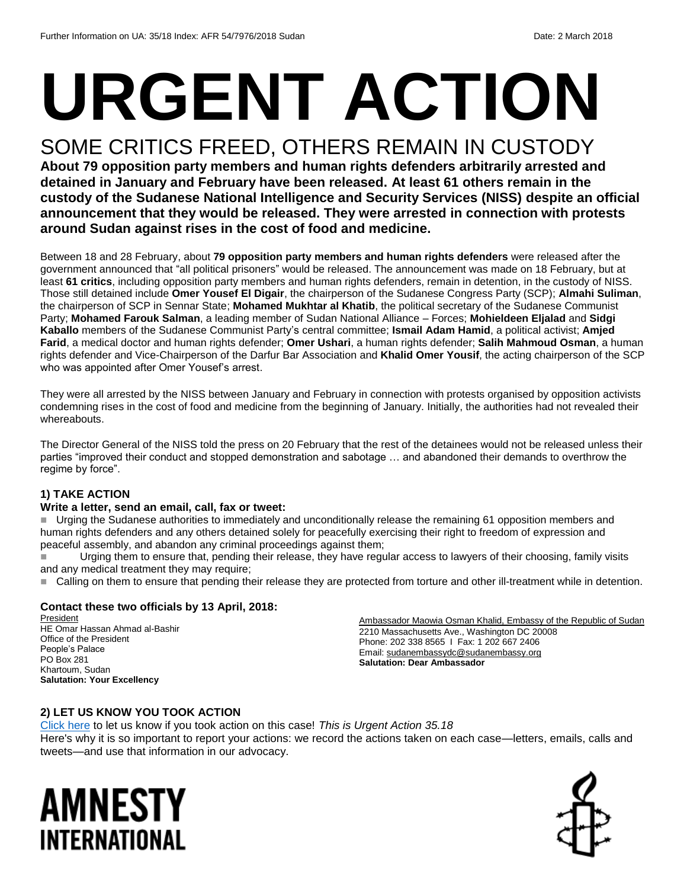Further Information on UA: 35/18 Index: AFR 54/7976/2018 Sudan Date: 2 March 2018

# URGENT ACTION

## SOME CRITICS FREED, OTHERS REMAIN IN CUSTODY

**About 79 opposition party members and human rights defenders arbitrarily arrested and detained in January and February have been released. At least 61 others remain in the custody of the Sudanese National Intelligence and Security Services (NISS) despite an official announcement that they would be released. They were arrested in connection with protests around Sudan against rises in the cost of food and medicine.**

Between 18 and 28 February, about **79 opposition party members and human rights defenders** were released after the government announced that "all political prisoners" would be released. The announcement was made on 18 February, but at least **61 critics**, including opposition party members and human rights defenders, remain in detention, in the custody of NISS. Those still detained include **Omer Yousef El Digair**, the chairperson of the Sudanese Congress Party (SCP); **Almahi Suliman**, the chairperson of SCP in Sennar State; **Mohamed Mukhtar al Khatib**, the political secretary of the Sudanese Communist Party; **Mohamed Farouk Salman**, a leading member of Sudan National Alliance – Forces; **Mohieldeen Eljalad** and **Sidgi Kaballo** members of the Sudanese Communist Party's central committee; **Ismail Adam Hamid**, a political activist; **Amjed Farid**, a medical doctor and human rights defender; **Omer Ushari**, a human rights defender; **Salih Mahmoud Osman**, a human rights defender and Vice-Chairperson of the Darfur Bar Association and **Khalid Omer Yousif**, the acting chairperson of the SCP who was appointed after Omer Yousef's arrest.

They were all arrested by the NISS between January and February in connection with protests organised by opposition activists condemning rises in the cost of food and medicine from the beginning of January. Initially, the authorities had not revealed their whereabouts.

The Director General of the NISS told the press on 20 February that the rest of the detainees would not be released unless their parties "improved their conduct and stopped demonstration and sabotage … and abandoned their demands to overthrow the regime by force".

### 1) TAKE ACTION

**Write a letter, send an email, call, fax or tweet:**

- Urging the Sudanese authorities to immediately and unconditionally release the remaining 61 opposition members and human rights defenders and any others detained solely for peacefully exercising their right to freedom of expression and peaceful assembly, and abandon any criminal proceedings against them;
- Urging them to ensure that, pending their release, they have regular access to lawyers of their choosing, family visits and any medical treatment they may require;
- Calling on them to ensure that pending their release they are protected from torture and other ill-treatment while in detention.

**Contact these two officials by 13 April, 2018:**

President
HE Omar Hassan Ahmad al-Bashir
Office of the President
People's Palace
PO Box 281
Khartoum, Sudan
**Salutation: Your Excellency**

Ambassador Maowia Osman Khalid, Embassy of the Republic of Sudan
2210 Massachusetts Ave., Washington DC 20008
Phone: 202 338 8565 I Fax: 1 202 667 2406
Email: sudanembassydc@sudanembassy.org
**Salutation: Dear Ambassador**

### 2) LET US KNOW YOU TOOK ACTION

Click here to let us know if you took action on this case! *This is Urgent Action 35.18*

Here's why it is so important to report your actions: we record the actions taken on each case—letters, emails, calls and tweets—and use that information in our advocacy.

AMNESTY INTERNATIONAL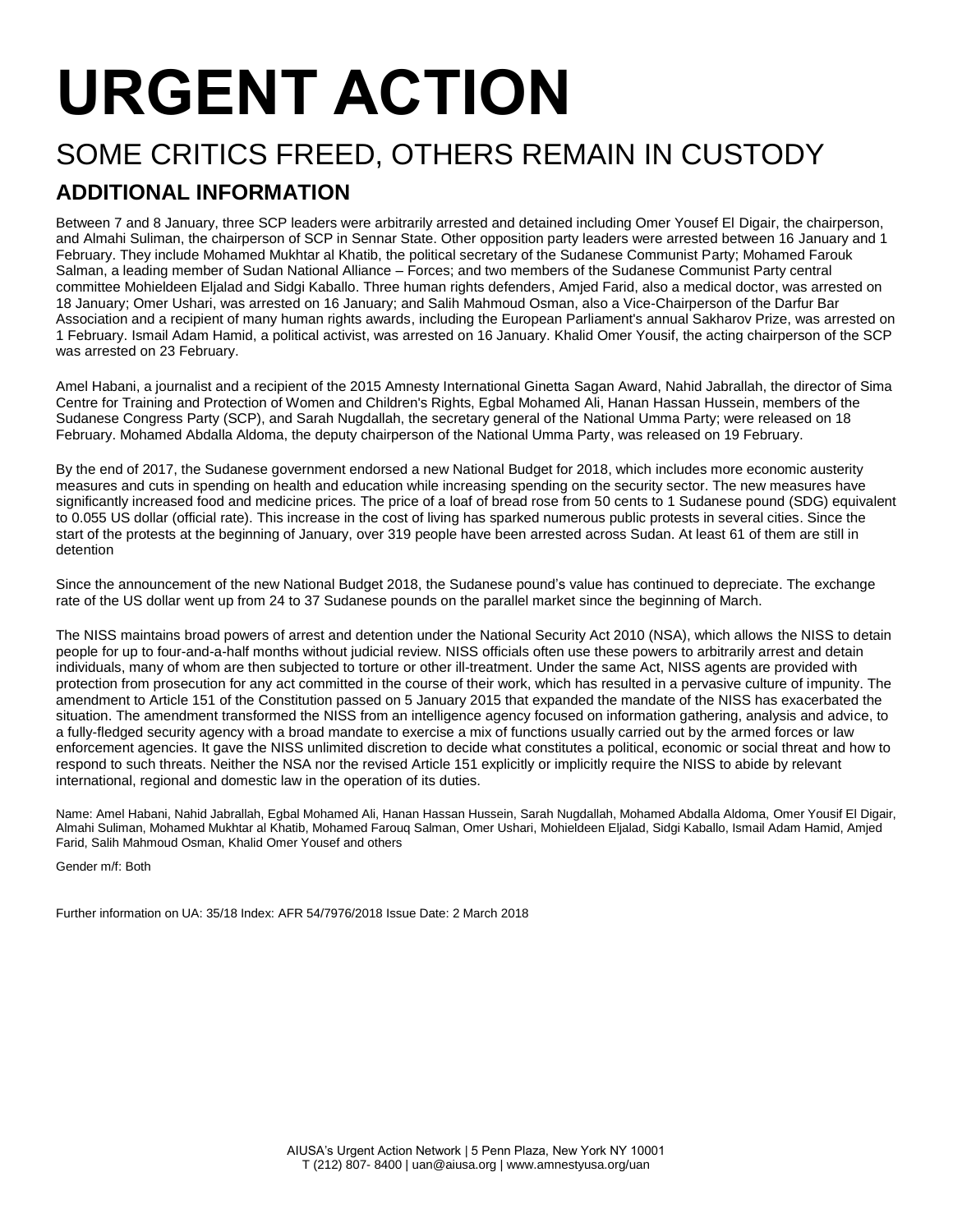# URGENT ACTION

## SOME CRITICS FREED, OTHERS REMAIN IN CUSTODY

### ADDITIONAL INFORMATION

Between 7 and 8 January, three SCP leaders were arbitrarily arrested and detained including Omer Yousef El Digair, the chairperson, and Almahi Suliman, the chairperson of SCP in Sennar State. Other opposition party leaders were arrested between 16 January and 1 February. They include Mohamed Mukhtar al Khatib, the political secretary of the Sudanese Communist Party; Mohamed Farouk Salman, a leading member of Sudan National Alliance – Forces; and two members of the Sudanese Communist Party central committee Mohieldeen Eljalad and Sidgi Kaballo. Three human rights defenders, Amjed Farid, also a medical doctor, was arrested on 18 January; Omer Ushari, was arrested on 16 January; and Salih Mahmoud Osman, also a Vice-Chairperson of the Darfur Bar Association and a recipient of many human rights awards, including the European Parliament's annual Sakharov Prize, was arrested on 1 February. Ismail Adam Hamid, a political activist, was arrested on 16 January. Khalid Omer Yousif, the acting chairperson of the SCP was arrested on 23 February.

Amel Habani, a journalist and a recipient of the 2015 Amnesty International Ginetta Sagan Award, Nahid Jabrallah, the director of Sima Centre for Training and Protection of Women and Children's Rights, Egbal Mohamed Ali, Hanan Hassan Hussein, members of the Sudanese Congress Party (SCP), and Sarah Nugdallah, the secretary general of the National Umma Party; were released on 18 February. Mohamed Abdalla Aldoma, the deputy chairperson of the National Umma Party, was released on 19 February.

By the end of 2017, the Sudanese government endorsed a new National Budget for 2018, which includes more economic austerity measures and cuts in spending on health and education while increasing spending on the security sector. The new measures have significantly increased food and medicine prices. The price of a loaf of bread rose from 50 cents to 1 Sudanese pound (SDG) equivalent to 0.055 US dollar (official rate). This increase in the cost of living has sparked numerous public protests in several cities. Since the start of the protests at the beginning of January, over 319 people have been arrested across Sudan. At least 61 of them are still in detention

Since the announcement of the new National Budget 2018, the Sudanese pound's value has continued to depreciate. The exchange rate of the US dollar went up from 24 to 37 Sudanese pounds on the parallel market since the beginning of March.

The NISS maintains broad powers of arrest and detention under the National Security Act 2010 (NSA), which allows the NISS to detain people for up to four-and-a-half months without judicial review. NISS officials often use these powers to arbitrarily arrest and detain individuals, many of whom are then subjected to torture or other ill-treatment. Under the same Act, NISS agents are provided with protection from prosecution for any act committed in the course of their work, which has resulted in a pervasive culture of impunity. The amendment to Article 151 of the Constitution passed on 5 January 2015 that expanded the mandate of the NISS has exacerbated the situation. The amendment transformed the NISS from an intelligence agency focused on information gathering, analysis and advice, to a fully-fledged security agency with a broad mandate to exercise a mix of functions usually carried out by the armed forces or law enforcement agencies. It gave the NISS unlimited discretion to decide what constitutes a political, economic or social threat and how to respond to such threats. Neither the NSA nor the revised Article 151 explicitly or implicitly require the NISS to abide by relevant international, regional and domestic law in the operation of its duties.

Name: Amel Habani, Nahid Jabrallah, Egbal Mohamed Ali, Hanan Hassan Hussein, Sarah Nugdallah, Mohamed Abdalla Aldoma, Omer Yousif El Digair, Almahi Suliman, Mohamed Mukhtar al Khatib, Mohamed Farouq Salman, Omer Ushari, Mohieldeen Eljalad, Sidgi Kaballo, Ismail Adam Hamid, Amjed Farid, Salih Mahmoud Osman, Khalid Omer Yousef and others

Gender m/f: Both

Further information on UA: 35/18 Index: AFR 54/7976/2018 Issue Date: 2 March 2018

AIUSA's Urgent Action Network | 5 Penn Plaza, New York NY 10001
T (212) 807- 8400 | uan@aiusa.org | www.amnestyusa.org/uan